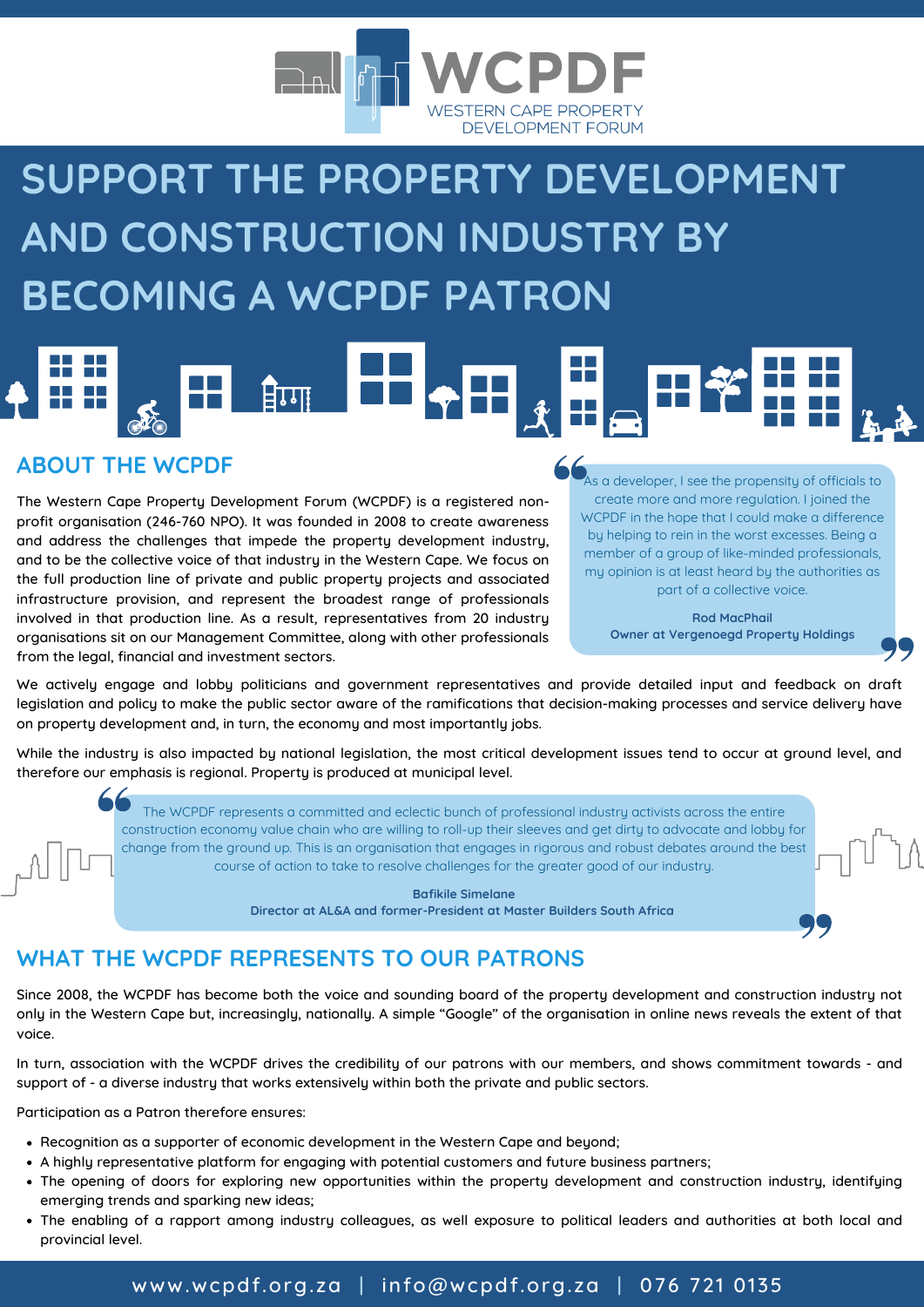# WCPDF

WESTERN CAPE PROPERTY DEVELOPMENT FORUM

# SUPPORT THE PROPERTY DEVELOPMENT AND CONSTRUCTION INDUSTRY BY BECOMING A WCPDF PATRON

## ABOUT THE WCPDF

The Western Cape Property Development Forum (WCPDF) is a registered non-profit organisation (246-760 NPO). It was founded in 2008 to create awareness and address the challenges that impede the property development industry, and to be the collective voice of that industry in the Western Cape. We focus on the full production line of private and public property projects and associated infrastructure provision, and represent the broadest range of professionals involved in that production line. As a result, representatives from 20 industry organisations sit on our Management Committee, along with other professionals from the legal, financial and investment sectors.

> "As a developer, I see the propensity of officials to create more and more regulation. I joined the WCPDF in the hope that I could make a difference by helping to rein in the worst excesses. Being a member of a group of like-minded professionals, my opinion is at least heard by the authorities as part of a collective voice."
>
> **Rod MacPhail**
> **Owner at Vergenoegd Property Holdings**

We actively engage and lobby politicians and government representatives and provide detailed input and feedback on draft legislation and policy to make the public sector aware of the ramifications that decision-making processes and service delivery have on property development and, in turn, the economy and most importantly jobs.

While the industry is also impacted by national legislation, the most critical development issues tend to occur at ground level, and therefore our emphasis is regional. Property is produced at municipal level.

> "The WCPDF represents a committed and eclectic bunch of professional industry activists across the entire construction economy value chain who are willing to roll-up their sleeves and get dirty to advocate and lobby for change from the ground up. This is an organisation that engages in rigorous and robust debates around the best course of action to take to resolve challenges for the greater good of our industry."
>
> **Bafikile Simelane**
> **Director at AL&A and former-President at Master Builders South Africa**

## WHAT THE WCPDF REPRESENTS TO OUR PATRONS

Since 2008, the WCPDF has become both the voice and sounding board of the property development and construction industry not only in the Western Cape but, increasingly, nationally. A simple "Google" of the organisation in online news reveals the extent of that voice.

In turn, association with the WCPDF drives the credibility of our patrons with our members, and shows commitment towards - and support of - a diverse industry that works extensively within both the private and public sectors.

Participation as a Patron therefore ensures:

- Recognition as a supporter of economic development in the Western Cape and beyond;
- A highly representative platform for engaging with potential customers and future business partners;
- The opening of doors for exploring new opportunities within the property development and construction industry, identifying emerging trends and sparking new ideas;
- The enabling of a rapport among industry colleagues, as well exposure to political leaders and authorities at both local and provincial level.

www.wcpdf.org.za | info@wcpdf.org.za | 076 721 0135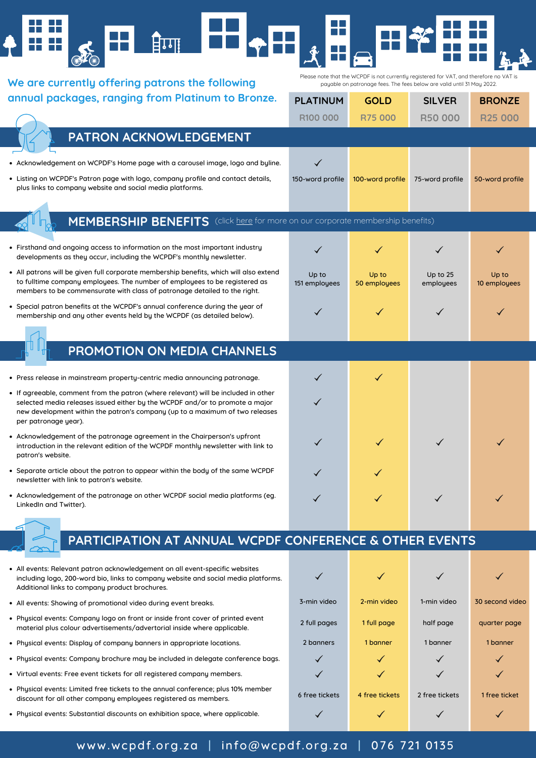We are currently offering patrons the following annual packages, ranging from Platinum to Bronze.

Please note that the WCPDF is not currently registered for VAT, and therefore no VAT is payable on patronage fees. The fees below are valid until 31 May 2022.

| | PLATINUM R100 000 | GOLD R75 000 | SILVER R50 000 | BRONZE R25 000 |
|---|---|---|---|---|
| **PATRON ACKNOWLEDGEMENT** | | | | |
| • Acknowledgement on WCPDF's Home page with a carousel image, logo and byline. | ✓ | | | |
| • Listing on WCPDF's Patron page with logo, company profile and contact details, plus links to company website and social media platforms. | 150-word profile | 100-word profile | 75-word profile | 50-word profile |
| **MEMBERSHIP BENEFITS** (click here for more on our corporate membership benefits) | | | | |
| • Firsthand and ongoing access to information on the most important industry developments as they occur, including the WCPDF's monthly newsletter. | ✓ | ✓ | ✓ | ✓ |
| • All patrons will be given full corporate membership benefits, which will also extend to fulltime company employees. The number of employees to be registered as members to be commensurate with class of patronage detailed to the right. | Up to 151 employees | Up to 50 employees | Up to 25 employees | Up to 10 employees |
| • Special patron benefits at the WCPDF's annual conference during the year of membership and any other events held by the WCPDF (as detailed below). | ✓ | ✓ | ✓ | ✓ |
| **PROMOTION ON MEDIA CHANNELS** | | | | |
| • Press release in mainstream property-centric media announcing patronage. | ✓ | ✓ | | |
| • If agreeable, comment from the patron (where relevant) will be included in other selected media releases issued either by the WCPDF and/or to promote a major new development within the patron's company (up to a maximum of two releases per patronage year). | ✓ | | | |
| • Acknowledgement of the patronage agreement in the Chairperson's upfront introduction in the relevant edition of the WCPDF monthly newsletter with link to patron's website. | ✓ | ✓ | ✓ | ✓ |
| • Separate article about the patron to appear within the body of the same WCPDF newsletter with link to patron's website. | ✓ | ✓ | | |
| • Acknowledgement of the patronage on other WCPDF social media platforms (eg. LinkedIn and Twitter). | ✓ | ✓ | ✓ | ✓ |
| **PARTICIPATION AT ANNUAL WCPDF CONFERENCE & OTHER EVENTS** | | | | |
| • All events: Relevant patron acknowledgement on all event-specific websites including logo, 200-word bio, links to company website and social media platforms. Additional links to company product brochures. | ✓ | ✓ | ✓ | ✓ |
| • All events: Showing of promotional video during event breaks. | 3-min video | 2-min video | 1-min video | 30 second video |
| • Physical events: Company logo on front or inside front cover of printed event material plus colour advertisements/advertorial inside where applicable. | 2 full pages | 1 full page | half page | quarter page |
| • Physical events: Display of company banners in appropriate locations. | 2 banners | 1 banner | 1 banner | 1 banner |
| • Physical events: Company brochure may be included in delegate conference bags. | ✓ | ✓ | ✓ | ✓ |
| • Virtual events: Free event tickets for all registered company members. | ✓ | ✓ | ✓ | ✓ |
| • Physical events: Limited free tickets to the annual conference; plus 10% member discount for all other company employees registered as members. | 6 free tickets | 4 free tickets | 2 free tickets | 1 free ticket |
| • Physical events: Substantial discounts on exhibition space, where applicable. | ✓ | ✓ | ✓ | ✓ |

www.wcpdf.org.za | info@wcpdf.org.za | 076 721 0135